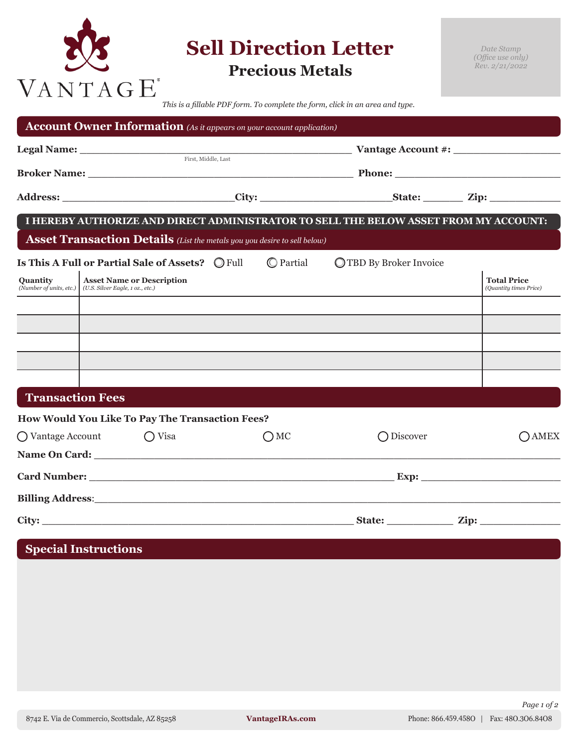VANTAGE®

# Sell Direction Letter

## Precious Metals

Date Stamp
(Office use only)
Rev. 2/21/2022

*This is a fillable PDF form. To complete the form, click in an area and type.*

## Account Owner Information *(As it appears on your account application)*

**Legal Name:** ______________________________ **Vantage Account #:** ____________________
First, Middle, Last

**Broker Name:** ______________________________ **Phone:** ____________________

**Address:** ____________________ **City:** ____________________ **State:** ________ **Zip:** ____________

**I HEREBY AUTHORIZE AND DIRECT ADMINISTRATOR TO SELL THE BELOW ASSET FROM MY ACCOUNT:**

## Asset Transaction Details *(List the metals you you desire to sell below)*

**Is This A Full or Partial Sale of Assets?** ○ Full ○ Partial ○ TBD By Broker Invoice

| Quantity *(Number of units, etc.)* | Asset Name or Description *(U.S. Silver Eagle, 1 oz., etc.)* | Total Price *(Quantity times Price)* |
|---|---|---|
| | | |
| | | |
| | | |
| | | |
| | | |

## Transaction Fees

**How Would You Like To Pay The Transaction Fees?**

○ Vantage Account ○ Visa ○ MC ○ Discover ○ AMEX

**Name On Card:** ______________________________

**Card Number:** ______________________________ **Exp:** ____________________

**Billing Address**: ______________________________

**City:** ______________________________ **State:** ____________ **Zip:** ____________

## Special Instructions

8742 E. Via de Commercio, Scottsdale, AZ 85258 | VantageIRAs.com | Phone: 866.459.4580 | Fax: 480.306.8408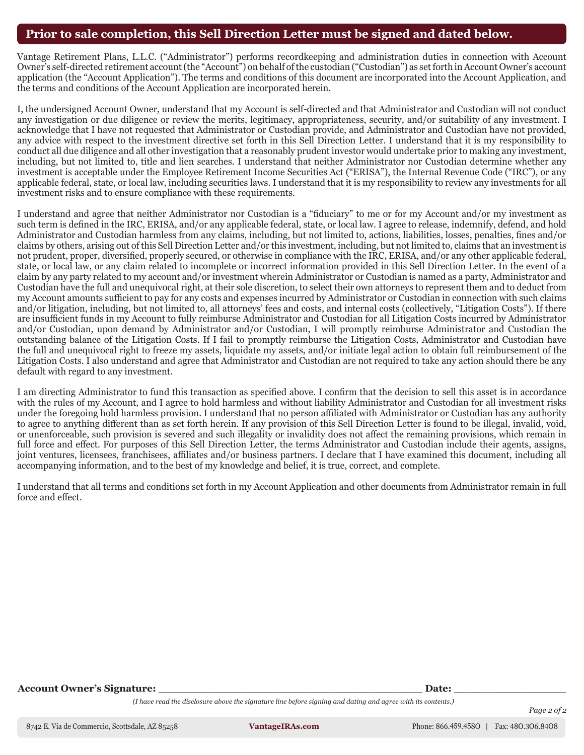## Prior to sale completion, this Sell Direction Letter must be signed and dated below.

Vantage Retirement Plans, L.L.C. ("Administrator") performs recordkeeping and administration duties in connection with Account Owner's self-directed retirement account (the "Account") on behalf of the custodian ("Custodian") as set forth in Account Owner's account application (the "Account Application"). The terms and conditions of this document are incorporated into the Account Application, and the terms and conditions of the Account Application are incorporated herein.

I, the undersigned Account Owner, understand that my Account is self-directed and that Administrator and Custodian will not conduct any investigation or due diligence or review the merits, legitimacy, appropriateness, security, and/or suitability of any investment. I acknowledge that I have not requested that Administrator or Custodian provide, and Administrator and Custodian have not provided, any advice with respect to the investment directive set forth in this Sell Direction Letter. I understand that it is my responsibility to conduct all due diligence and all other investigation that a reasonably prudent investor would undertake prior to making any investment, including, but not limited to, title and lien searches. I understand that neither Administrator nor Custodian determine whether any investment is acceptable under the Employee Retirement Income Securities Act ("ERISA"), the Internal Revenue Code ("IRC"), or any applicable federal, state, or local law, including securities laws. I understand that it is my responsibility to review any investments for all investment risks and to ensure compliance with these requirements.

I understand and agree that neither Administrator nor Custodian is a "fiduciary" to me or for my Account and/or my investment as such term is defined in the IRC, ERISA, and/or any applicable federal, state, or local law. I agree to release, indemnify, defend, and hold Administrator and Custodian harmless from any claims, including, but not limited to, actions, liabilities, losses, penalties, fines and/or claims by others, arising out of this Sell Direction Letter and/or this investment, including, but not limited to, claims that an investment is not prudent, proper, diversified, properly secured, or otherwise in compliance with the IRC, ERISA, and/or any other applicable federal, state, or local law, or any claim related to incomplete or incorrect information provided in this Sell Direction Letter. In the event of a claim by any party related to my account and/or investment wherein Administrator or Custodian is named as a party, Administrator and Custodian have the full and unequivocal right, at their sole discretion, to select their own attorneys to represent them and to deduct from my Account amounts sufficient to pay for any costs and expenses incurred by Administrator or Custodian in connection with such claims and/or litigation, including, but not limited to, all attorneys' fees and costs, and internal costs (collectively, "Litigation Costs"). If there are insufficient funds in my Account to fully reimburse Administrator and Custodian for all Litigation Costs incurred by Administrator and/or Custodian, upon demand by Administrator and/or Custodian, I will promptly reimburse Administrator and Custodian the outstanding balance of the Litigation Costs. If I fail to promptly reimburse the Litigation Costs, Administrator and Custodian have the full and unequivocal right to freeze my assets, liquidate my assets, and/or initiate legal action to obtain full reimbursement of the Litigation Costs. I also understand and agree that Administrator and Custodian are not required to take any action should there be any default with regard to any investment.

I am directing Administrator to fund this transaction as specified above. I confirm that the decision to sell this asset is in accordance with the rules of my Account, and I agree to hold harmless and without liability Administrator and Custodian for all investment risks under the foregoing hold harmless provision. I understand that no person affiliated with Administrator or Custodian has any authority to agree to anything different than as set forth herein. If any provision of this Sell Direction Letter is found to be illegal, invalid, void, or unenforceable, such provision is severed and such illegality or invalidity does not affect the remaining provisions, which remain in full force and effect. For purposes of this Sell Direction Letter, the terms Administrator and Custodian include their agents, assigns, joint ventures, licensees, franchisees, affiliates and/or business partners. I declare that I have examined this document, including all accompanying information, and to the best of my knowledge and belief, it is true, correct, and complete.

I understand that all terms and conditions set forth in my Account Application and other documents from Administrator remain in full force and effect.

**Account Owner's Signature:** ____________________________________________ **Date:** ____________________

*(I have read the disclosure above the signature line before signing and dating and agree with its contents.)*

8742 E. Via de Commercio, Scottsdale, AZ 85258 | **VantageIRAs.com** | Phone: 866.459.4580 | Fax: 480.306.8408